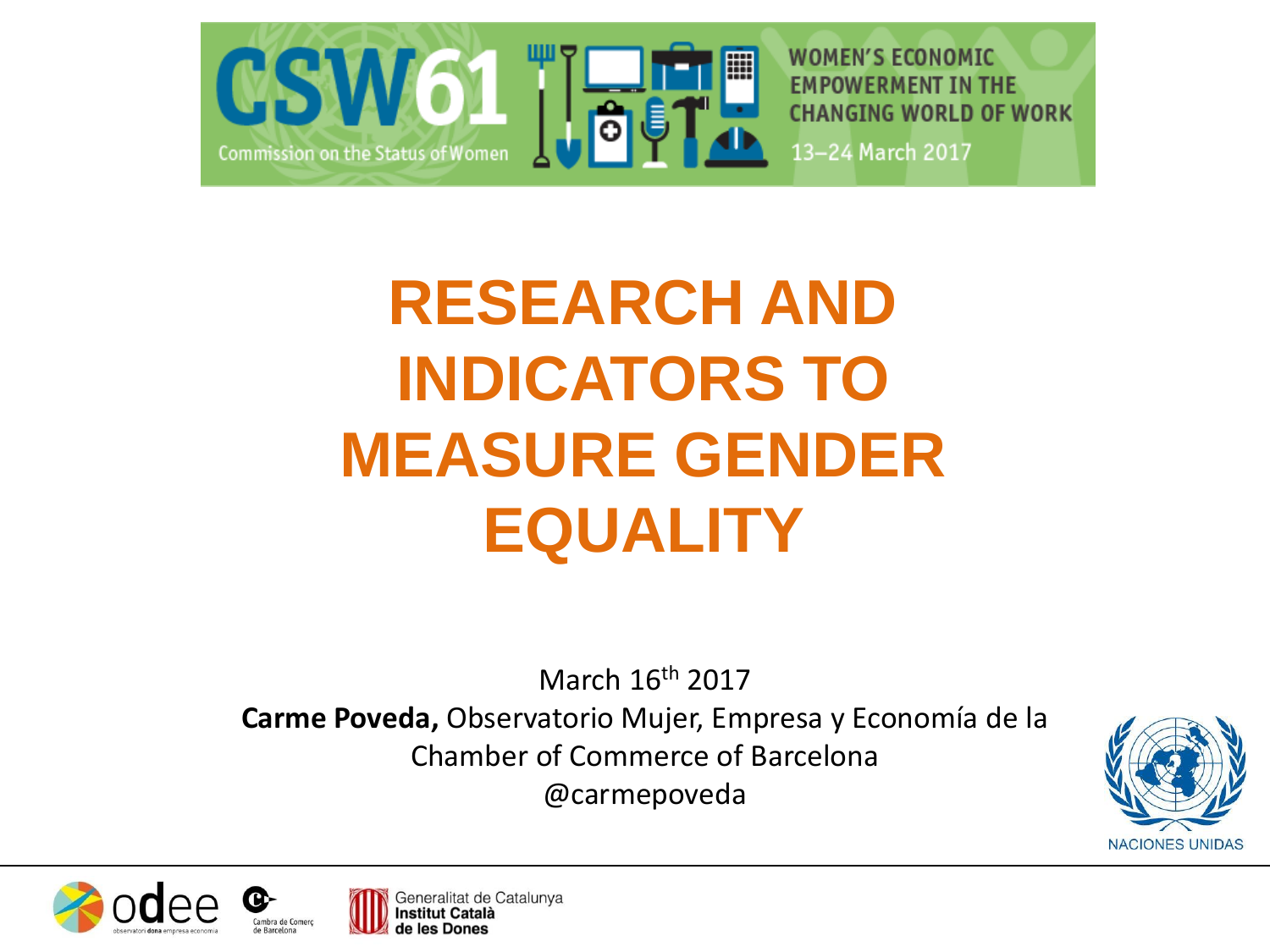CSW61

Commission on the Status of Women

WOMEN'S ECONOMIC EMPOWERMENT IN THE CHANGING WORLD OF WORK

13–24 March 2017

# RESEARCH AND INDICATORS TO MEASURE GENDER EQUALITY

March 16th 2017

**Carme Poveda,** Observatorio Mujer, Empresa y Economía de la Chamber of Commerce of Barcelona

@carmepoveda

NACIONES UNIDAS

odee observatori dona empresa economia

Cambra de Comerç de Barcelona

Generalitat de Catalunya **Institut Català de les Dones**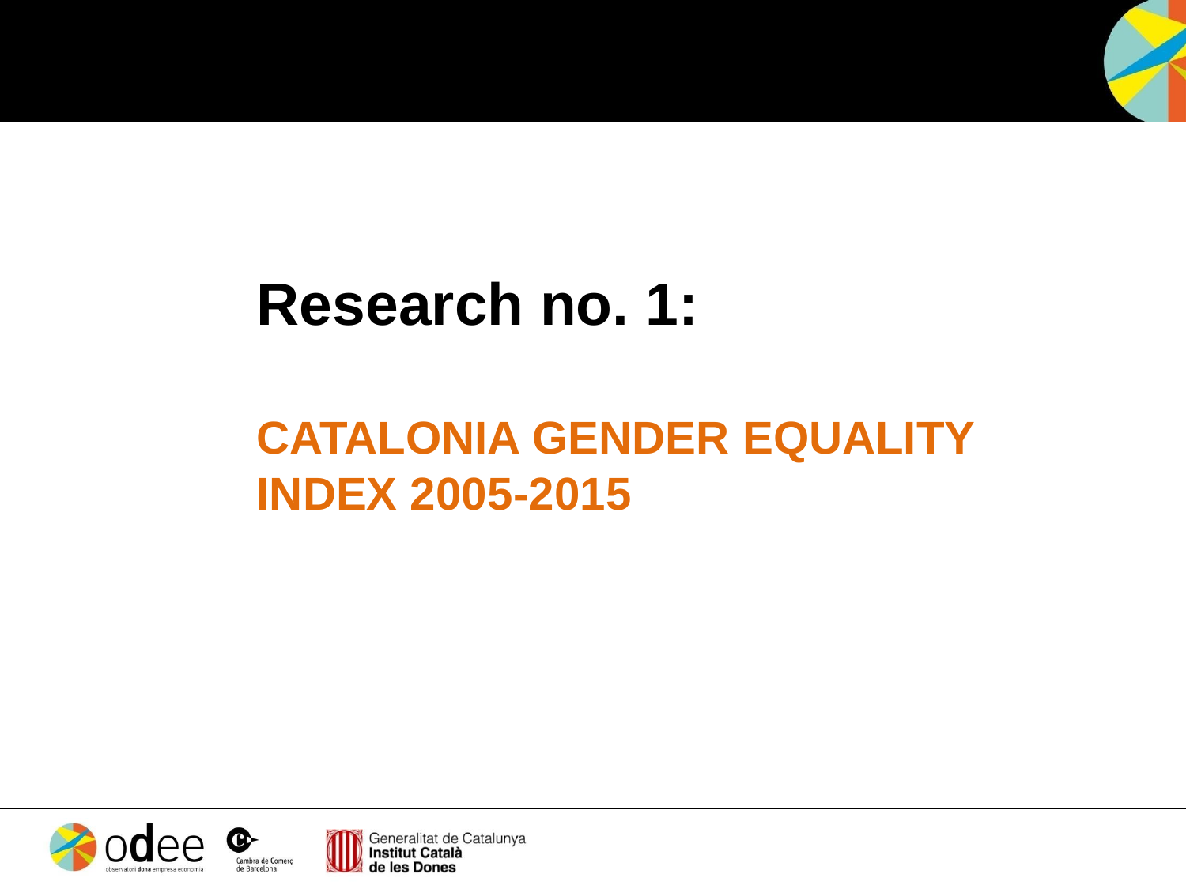# Research no. 1:

## CATALONIA GENDER EQUALITY INDEX 2005-2015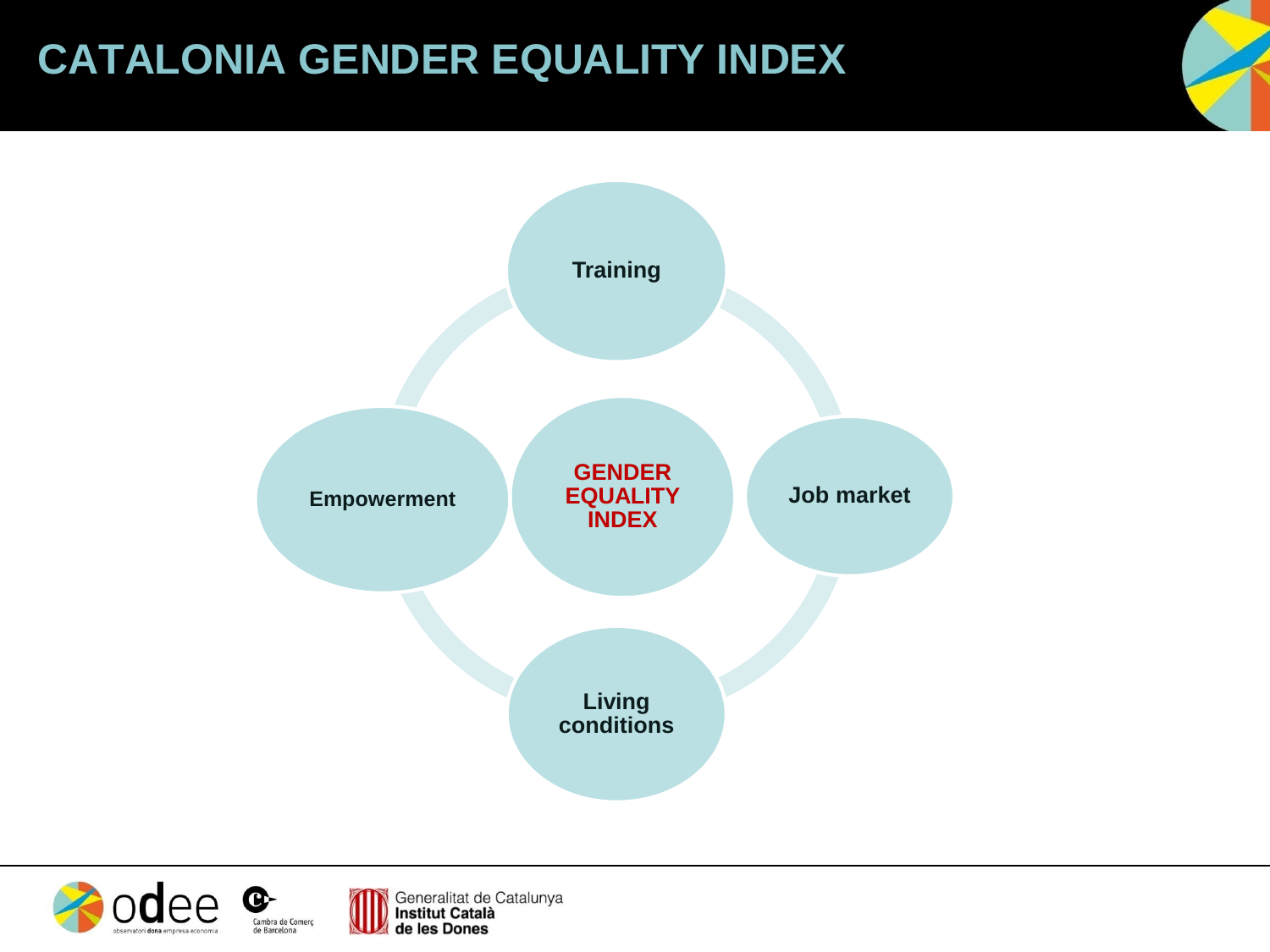# CATALONIA GENDER EQUALITY INDEX

**GENDER EQUALITY INDEX**

- **Training**
- **Job market**
- **Living conditions**
- **Empowerment**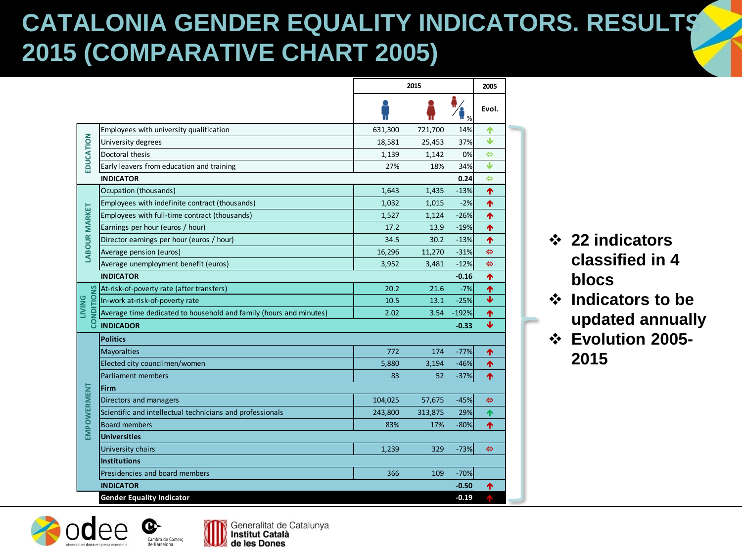# CATALONIA GENDER EQUALITY INDICATORS. RESULTS 2015 (COMPARATIVE CHART 2005)

| | | 2015 | | | 2005 |
|---|---|---|---|---|---|
| | | Men | Women | Women/Men % | Evol. |
| EDUCATION | Employees with university qualification | 631,300 | 721,700 | 14% | ↑ |
| | University degrees | 18,581 | 25,453 | 37% | ↓ |
| | Doctoral thesis | 1,139 | 1,142 | 0% | ⇔ |
| | Early leavers from education and training | 27% | 18% | 34% | ↓ |
| | **INDICATOR** | | | **0.24** | ⇔ |
| LABOUR MARKET | Ocupation (thousands) | 1,643 | 1,435 | -13% | ↑ |
| | Employees with indefinite contract (thousands) | 1,032 | 1,015 | -2% | ↑ |
| | Employees with full-time contract (thousands) | 1,527 | 1,124 | -26% | ↑ |
| | Earnings per hour (euros / hour) | 17.2 | 13.9 | -19% | ↑ |
| | Director earnings per hour (euros / hour) | 34.5 | 30.2 | -13% | ↑ |
| | Average pension (euros) | 16,296 | 11,270 | -31% | ⇔ |
| | Average unemployment benefit (euros) | 3,952 | 3,481 | -12% | ⇔ |
| | **INDICATOR** | | | **-0.16** | ↑ |
| LIVING CONDITIONS | At-risk-of-poverty rate (after transfers) | 20.2 | 21.6 | -7% | ↑ |
| | In-work at-risk-of-poverty rate | 10.5 | 13.1 | -25% | ↓ |
| | Average time dedicated to household and family (hours and minutes) | 2.02 | 3.54 | -192% | ↑ |
| | **INDICADOR** | | | **-0.33** | ↓ |
| EMPOWERMENT | **Politics** | | | | |
| | Mayoralties | 772 | 174 | -77% | ↑ |
| | Elected city councilmen/women | 5,880 | 3,194 | -46% | ↑ |
| | Parliament members | 83 | 52 | -37% | ↑ |
| | **Firm** | | | | |
| | Directors and managers | 104,025 | 57,675 | -45% | ⇔ |
| | Scientific and intellectual technicians and professionals | 243,800 | 313,875 | 29% | ↑ |
| | Board members | 83% | 17% | -80% | ↑ |
| | **Universities** | | | | |
| | University chairs | 1,239 | 329 | -73% | ⇔ |
| | **Institutions** | | | | |
| | Presidencies and board members | 366 | 109 | -70% | |
| | **INDICATOR** | | | **-0.50** | ↑ |
| | **Gender Equality Indicator** | | | **-0.19** | ↑ |

- **22 indicators classified in 4 blocs**
- **Indicators to be updated annually**
- **Evolution 2005-2015**

odee observatori dona empresa economia · Cambra de Comerç de Barcelona · Generalitat de Catalunya Institut Català de les Dones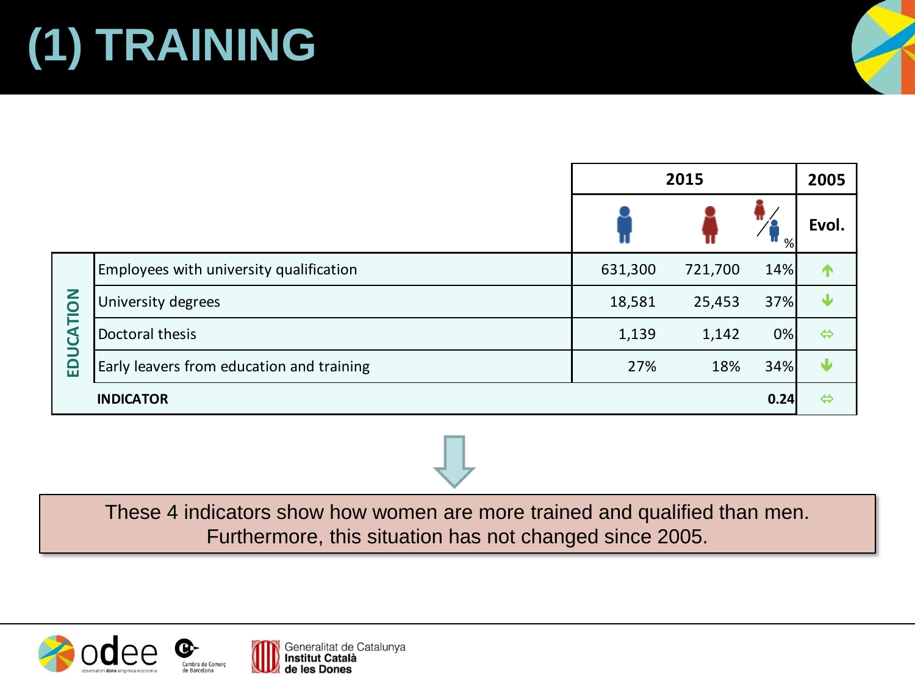# (1) TRAINING

| EDUCATION | 2015 | | | 2005 |
|---|---|---|---|---|
| | Men | Women | Women/Men % | Evol. |
| Employees with university qualification | 631,300 | 721,700 | 14% | ↑ |
| University degrees | 18,581 | 25,453 | 37% | ↓ |
| Doctoral thesis | 1,139 | 1,142 | 0% | ⇔ |
| Early leavers from education and training | 27% | 18% | 34% | ↓ |
| **INDICATOR** | | | **0.24** | ⇔ |

These 4 indicators show how women are more trained and qualified than men. Furthermore, this situation has not changed since 2005.

odee observatori dona empresa economia | Cambra de Comerç de Barcelona | Generalitat de Catalunya **Institut Català de les Dones**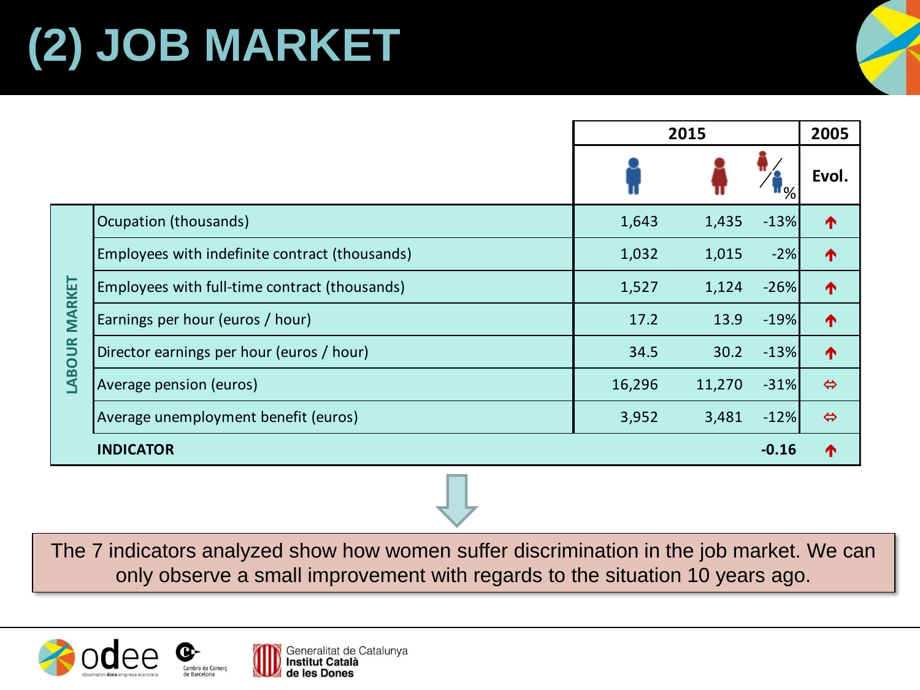# (2) JOB MARKET

| | | 2015 | | | 2005 |
|---|---|---|---|---|---|
| | | Men | Women | Women / Men % | Evol. |
| LABOUR MARKET | Ocupation (thousands) | 1,643 | 1,435 | -13% | ↑ |
| | Employees with indefinite contract (thousands) | 1,032 | 1,015 | -2% | ↑ |
| | Employees with full-time contract (thousands) | 1,527 | 1,124 | -26% | ↑ |
| | Earnings per hour (euros / hour) | 17.2 | 13.9 | -19% | ↑ |
| | Director earnings per hour (euros / hour) | 34.5 | 30.2 | -13% | ↑ |
| | Average pension (euros) | 16,296 | 11,270 | -31% | ⇔ |
| | Average unemployment benefit (euros) | 3,952 | 3,481 | -12% | ⇔ |
| | **INDICATOR** | | | **-0.16** | ↑ |

The 7 indicators analyzed show how women suffer discrimination in the job market. We can only observe a small improvement with regards to the situation 10 years ago.

odee observatori dona empresa economia

Cambra de Comerç de Barcelona

Generalitat de Catalunya **Institut Català de les Dones**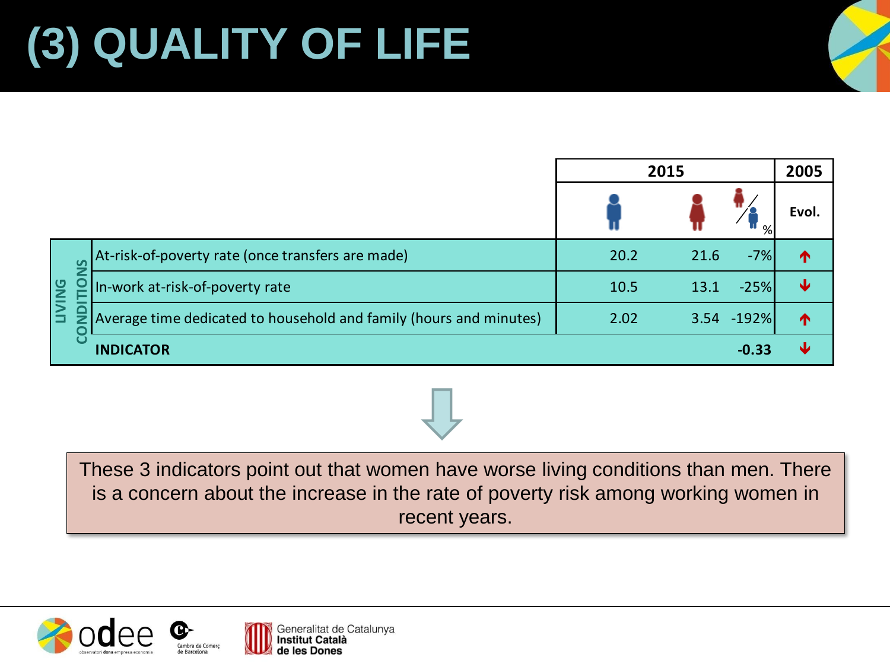# (3) QUALITY OF LIFE

| | | 2015 | | | 2005 |
|---|---|---|---|---|---|
| | | Men | Women | Women/Men % | Evol. |
| LIVING CONDITIONS | At-risk-of-poverty rate (once transfers are made) | 20.2 | 21.6 | -7% | ↑ |
| | In-work at-risk-of-poverty rate | 10.5 | 13.1 | -25% | ↓ |
| | Average time dedicated to household and family (hours and minutes) | 2.02 | 3.54 | -192% | ↑ |
| | **INDICATOR** | | | **-0.33** | ↓ |

These 3 indicators point out that women have worse living conditions than men. There is a concern about the increase in the rate of poverty risk among working women in recent years.

odee observatori dona empresa economia

Cambra de Comerç de Barcelona

Generalitat de Catalunya **Institut Català de les Dones**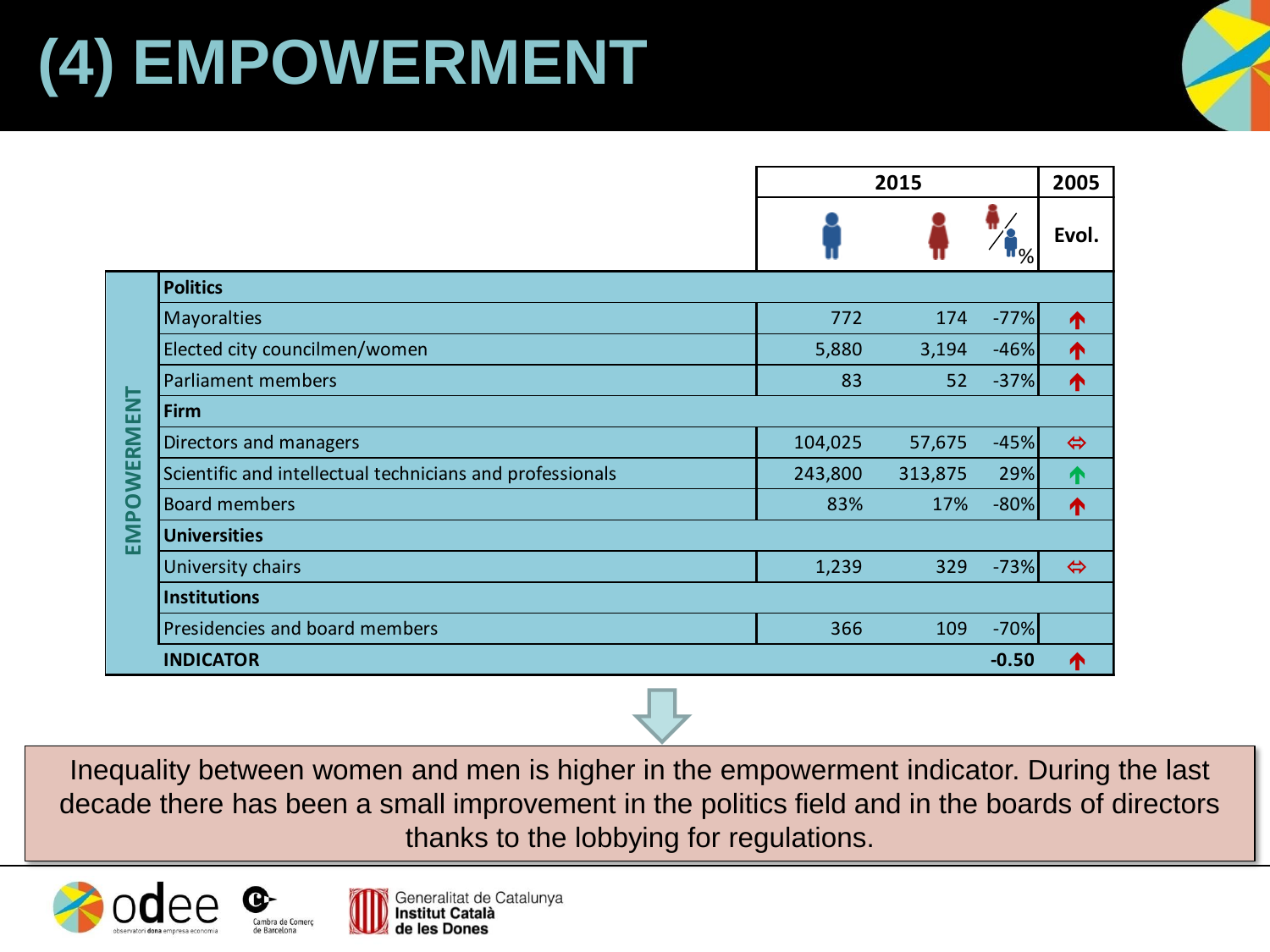# (4) EMPOWERMENT

| | | 2015 | | | 2005 |
|---|---|---|---|---|---|
| | | Men | Women | Women/Men % | Evol. |
| EMPOWERMENT | **Politics** | | | | |
| | Mayoralties | 772 | 174 | -77% | ↑ |
| | Elected city councilmen/women | 5,880 | 3,194 | -46% | ↑ |
| | Parliament members | 83 | 52 | -37% | ↑ |
| | **Firm** | | | | |
| | Directors and managers | 104,025 | 57,675 | -45% | ⇔ |
| | Scientific and intellectual technicians and professionals | 243,800 | 313,875 | 29% | ↑ |
| | Board members | 83% | 17% | -80% | ↑ |
| | **Universities** | | | | |
| | University chairs | 1,239 | 329 | -73% | ⇔ |
| | **Institutions** | | | | |
| | Presidencies and board members | 366 | 109 | -70% | |
| | **INDICATOR** | | | **-0.50** | ↑ |

Inequality between women and men is higher in the empowerment indicator. During the last decade there has been a small improvement in the politics field and in the boards of directors thanks to the lobbying for regulations.

odee observatori dona empresa economia · Cambra de Comerç de Barcelona · Generalitat de Catalunya Institut Català de les Dones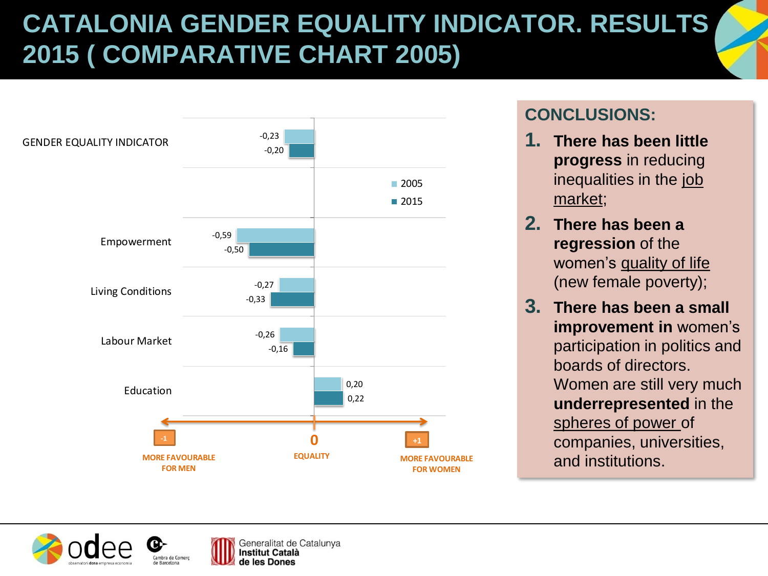# CATALONIA GENDER EQUALITY INDICATOR. RESULTS 2015 ( COMPARATIVE CHART 2005)

| | 2005 | 2015 |
|---|---|---|
| GENDER EQUALITY INDICATOR | -0,23 | -0,20 |
| Empowerment | -0,59 | -0,50 |
| Living Conditions | -0,27 | -0,33 |
| Labour Market | -0,26 | -0,16 |
| Education | 0,20 | 0,22 |

Scale: -1 MORE FAVOURABLE FOR MEN — 0 EQUALITY — +1 MORE FAVOURABLE FOR WOMEN

## CONCLUSIONS:

1. **There has been little progress** in reducing inequalities in the job market;
2. **There has been a regression** of the women's quality of life (new female poverty);
3. **There has been a small improvement in** women's participation in politics and boards of directors. Women are still very much **underrepresented** in the spheres of power of companies, universities, and institutions.

odee observatori dona empresa economia | Cambra de Comerç de Barcelona | Generalitat de Catalunya Institut Català de les Dones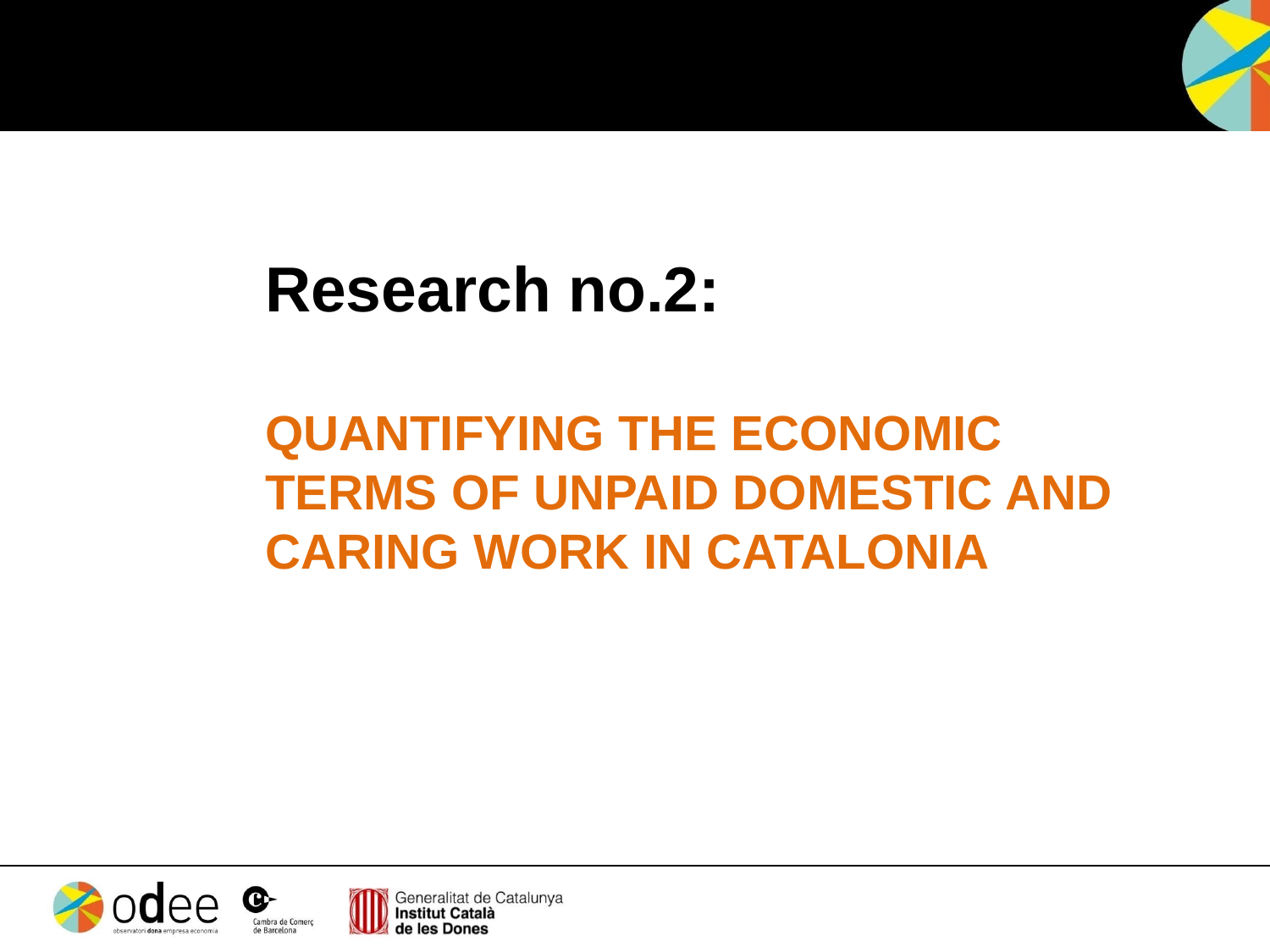# Research no.2:

## QUANTIFYING THE ECONOMIC TERMS OF UNPAID DOMESTIC AND CARING WORK IN CATALONIA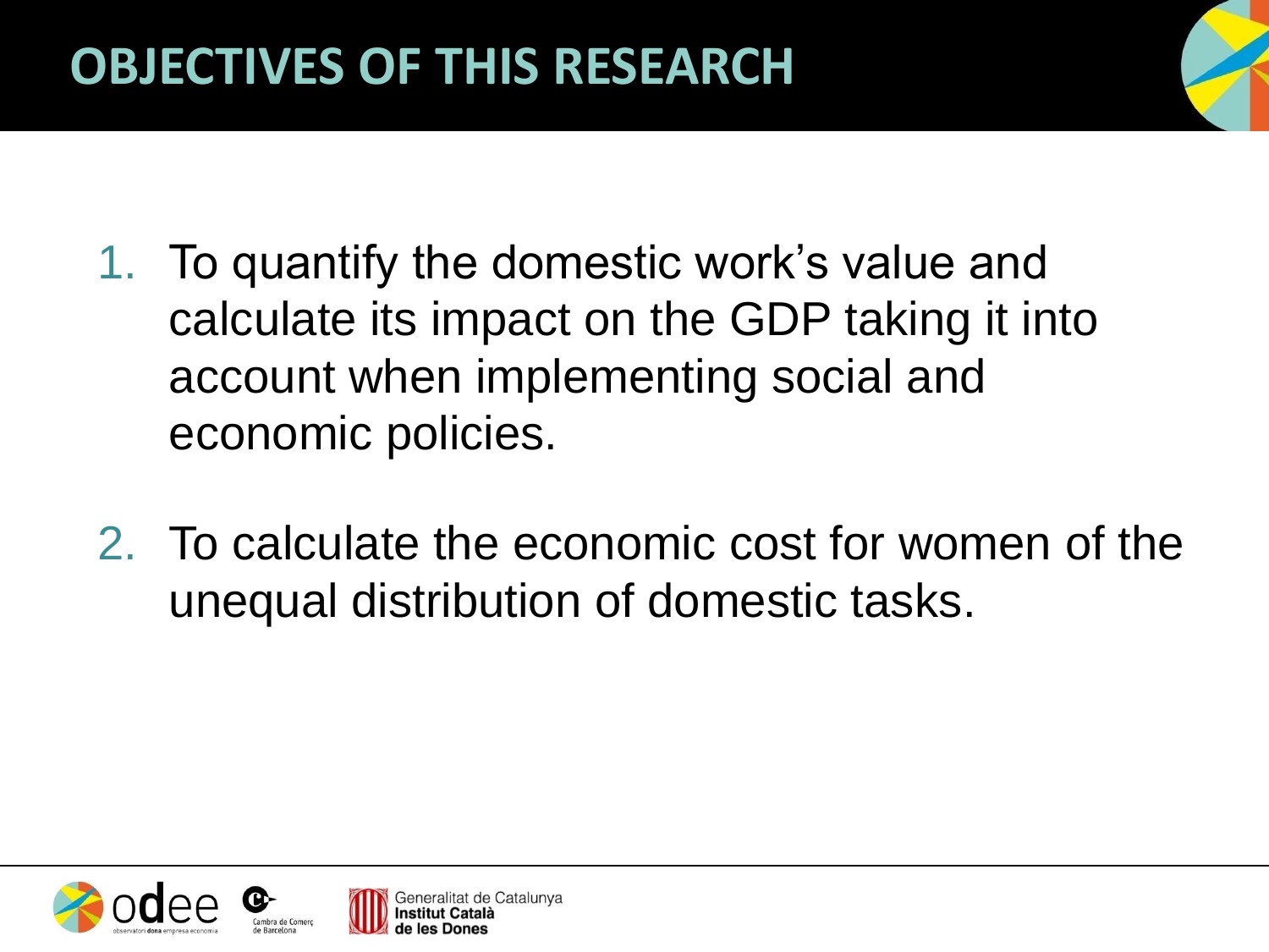# OBJECTIVES OF THIS RESEARCH

1. To quantify the domestic work's value and calculate its impact on the GDP taking it into account when implementing social and economic policies.

2. To calculate the economic cost for women of the unequal distribution of domestic tasks.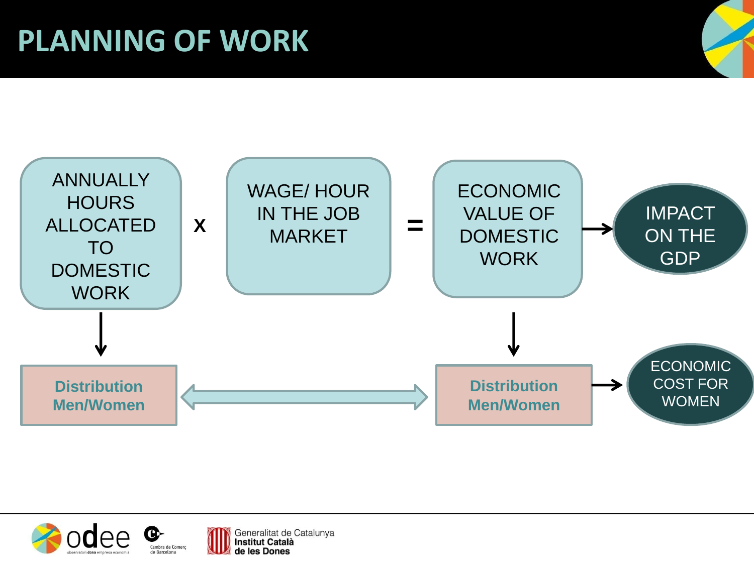# PLANNING OF WORK

ANNUALLY HOURS ALLOCATED TO DOMESTIC WORK **x** WAGE/ HOUR IN THE JOB MARKET **=** ECONOMIC VALUE OF DOMESTIC WORK → IMPACT ON THE GDP

ANNUALLY HOURS ALLOCATED TO DOMESTIC WORK ↓ **Distribution Men/Women**

ECONOMIC VALUE OF DOMESTIC WORK ↓ **Distribution Men/Women** → ECONOMIC COST FOR WOMEN

**Distribution Men/Women** ⟷ **Distribution Men/Women**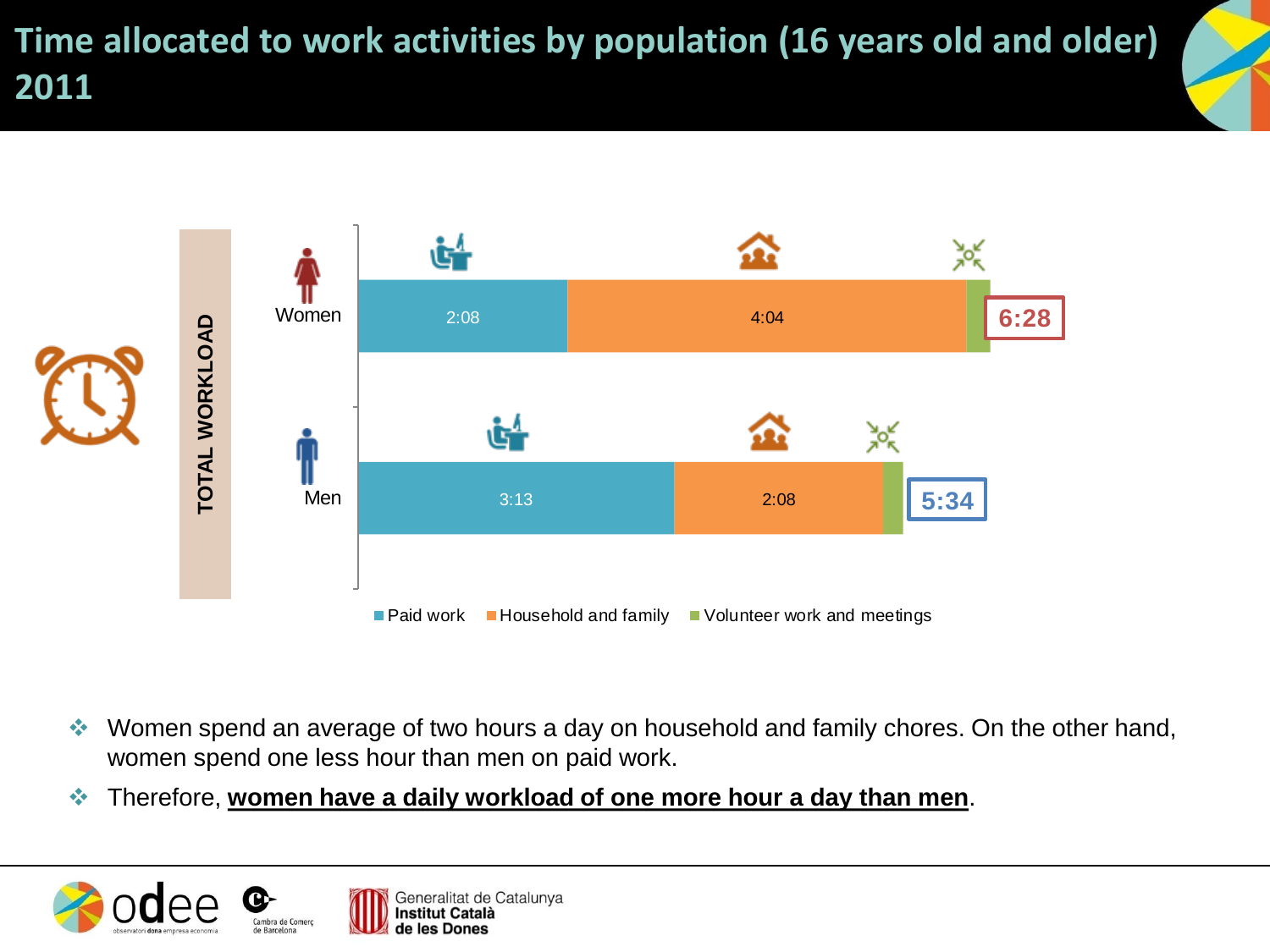# Time allocated to work activities by population (16 years old and older) 2011

TOTAL WORKLOAD

| | Paid work | Household and family | Volunteer work and meetings | Total |
|---|---|---|---|---|
| Women | 2:08 | 4:04 | | 6:28 |
| Men | 3:13 | 2:08 | | 5:34 |

- Women spend an average of two hours a day on household and family chores. On the other hand, women spend one less hour than men on paid work.
- Therefore, **women have a daily workload of one more hour a day than men**.

odee observatori dona empresa economia — Cambra de Comerç de Barcelona — Generalitat de Catalunya Institut Català de les Dones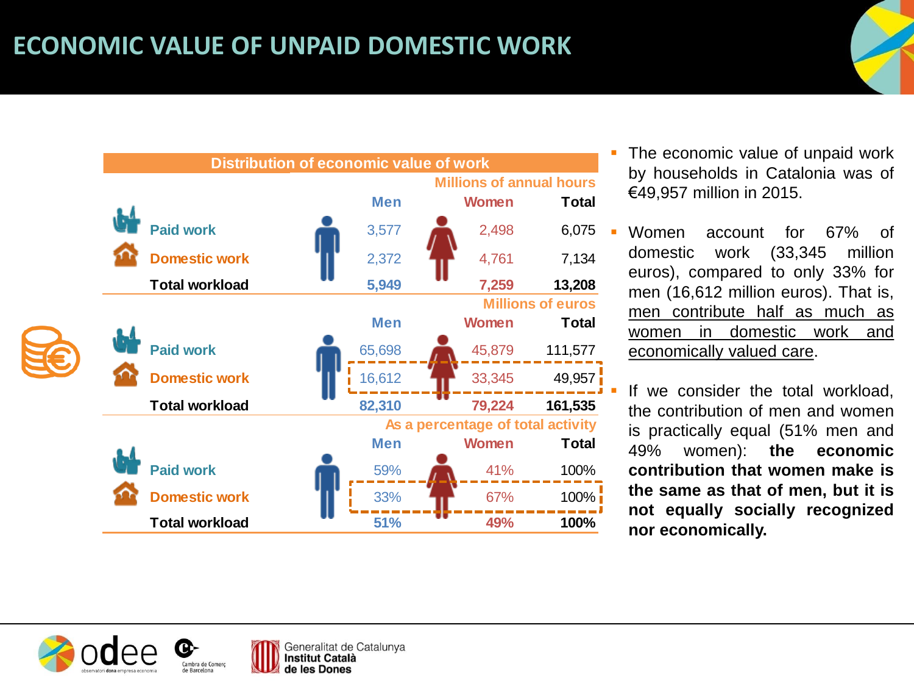# ECONOMIC VALUE OF UNPAID DOMESTIC WORK

**Distribution of economic value of work**

| | Men | Women | Total |
|---|---|---|---|
| **Millions of annual hours** | | | |
| Paid work | 3,577 | 2,498 | 6,075 |
| Domestic work | 2,372 | 4,761 | 7,134 |
| **Total workload** | **5,949** | **7,259** | **13,208** |
| **Millions of euros** | | | |
| Paid work | 65,698 | 45,879 | 111,577 |
| Domestic work | 16,612 | 33,345 | 49,957 |
| **Total workload** | **82,310** | **79,224** | **161,535** |
| **As a percentage of total activity** | | | |
| Paid work | 59% | 41% | 100% |
| Domestic work | 33% | 67% | 100% |
| **Total workload** | **51%** | **49%** | **100%** |

- The economic value of unpaid work by households in Catalonia was of €49,957 million in 2015.
- Women account for 67% of domestic work (33,345 million euros), compared to only 33% for men (16,612 million euros). That is, men contribute half as much as women in domestic work and economically valued care.
- If we consider the total workload, the contribution of men and women is practically equal (51% men and 49% women): **the economic contribution that women make is the same as that of men, but it is not equally socially recognized nor economically.**

odee observatori dona empresa economia · Cambra de Comerç de Barcelona · Generalitat de Catalunya Institut Català de les Dones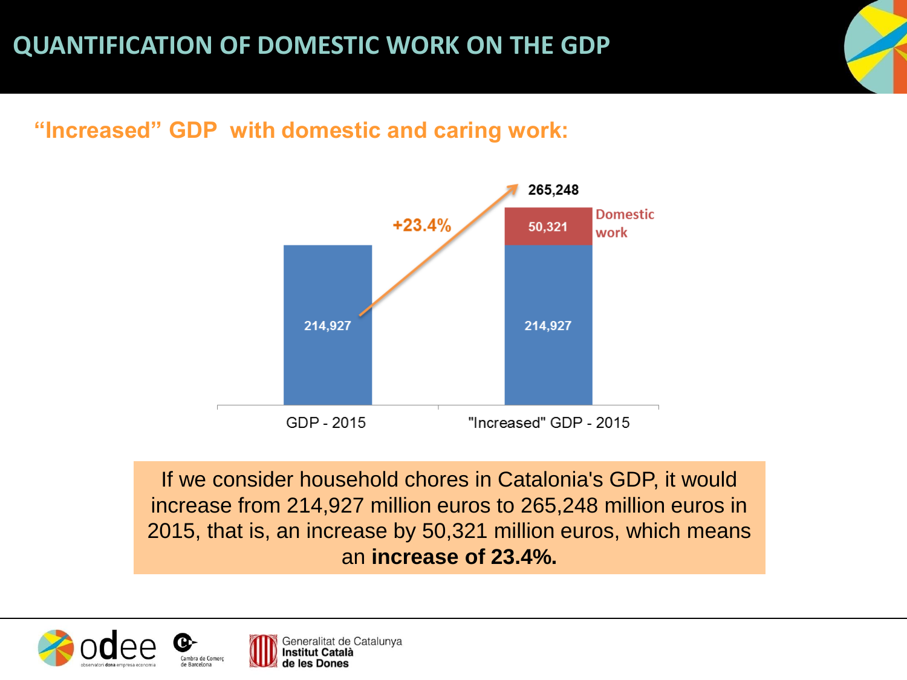# QUANTIFICATION OF DOMESTIC WORK ON THE GDP

## "Increased" GDP with domestic and caring work:

| | GDP - 2015 | "Increased" GDP - 2015 |
|---|---|---|
| Domestic work | | 50,321 |
| GDP | 214,927 | 214,927 |
| Total | 214,927 | 265,248 |

+23.4%

If we consider household chores in Catalonia's GDP, it would increase from 214,927 million euros to 265,248 million euros in 2015, that is, an increase by 50,321 million euros, which means an **increase of 23.4%.**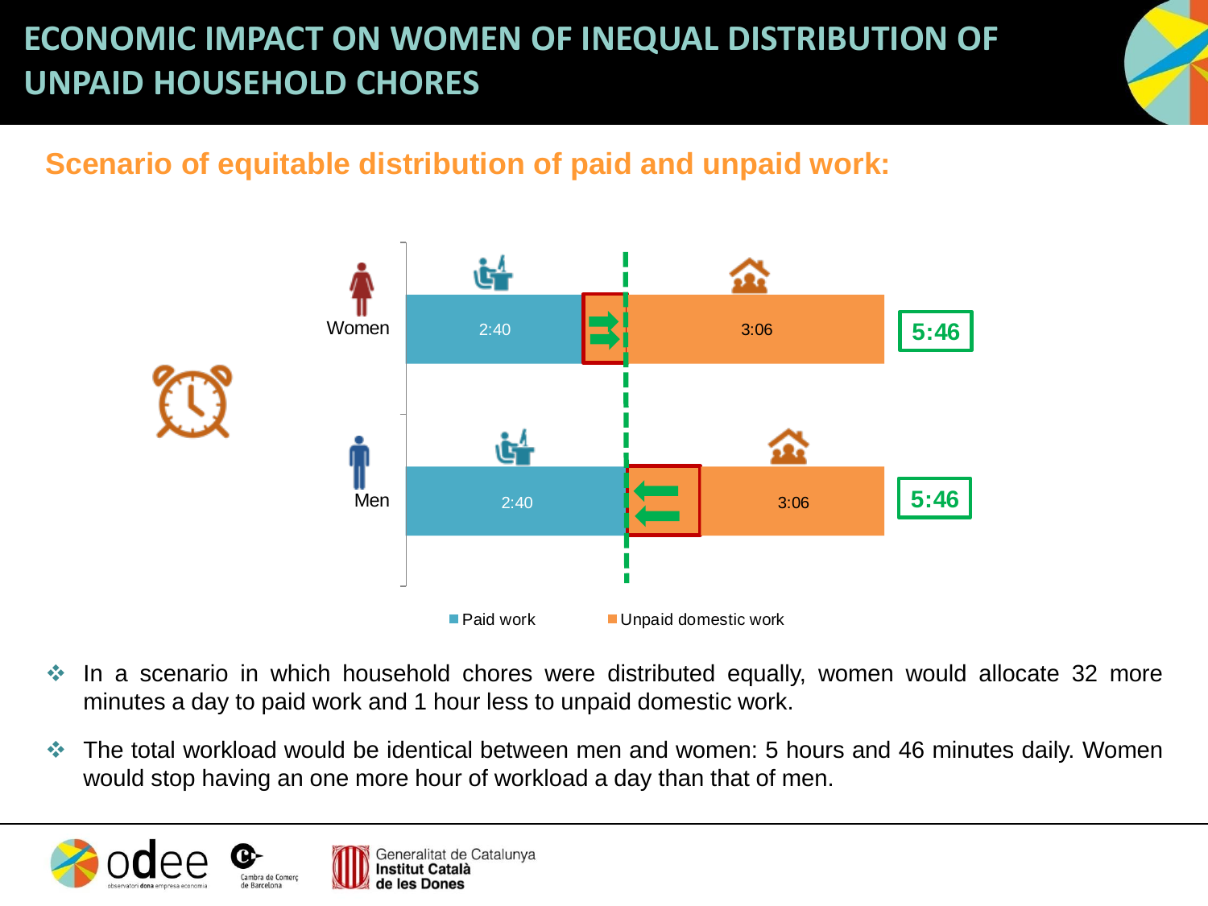# ECONOMIC IMPACT ON WOMEN OF INEQUAL DISTRIBUTION OF UNPAID HOUSEHOLD CHORES

## Scenario of equitable distribution of paid and unpaid work:

| | Paid work | Unpaid domestic work | Total |
|---|---|---|---|
| Women | 2:40 | 3:06 | 5:46 |
| Men | 2:40 | 3:06 | 5:46 |

- In a scenario in which household chores were distributed equally, women would allocate 32 more minutes a day to paid work and 1 hour less to unpaid domestic work.
- The total workload would be identical between men and women: 5 hours and 46 minutes daily. Women would stop having an one more hour of workload a day than that of men.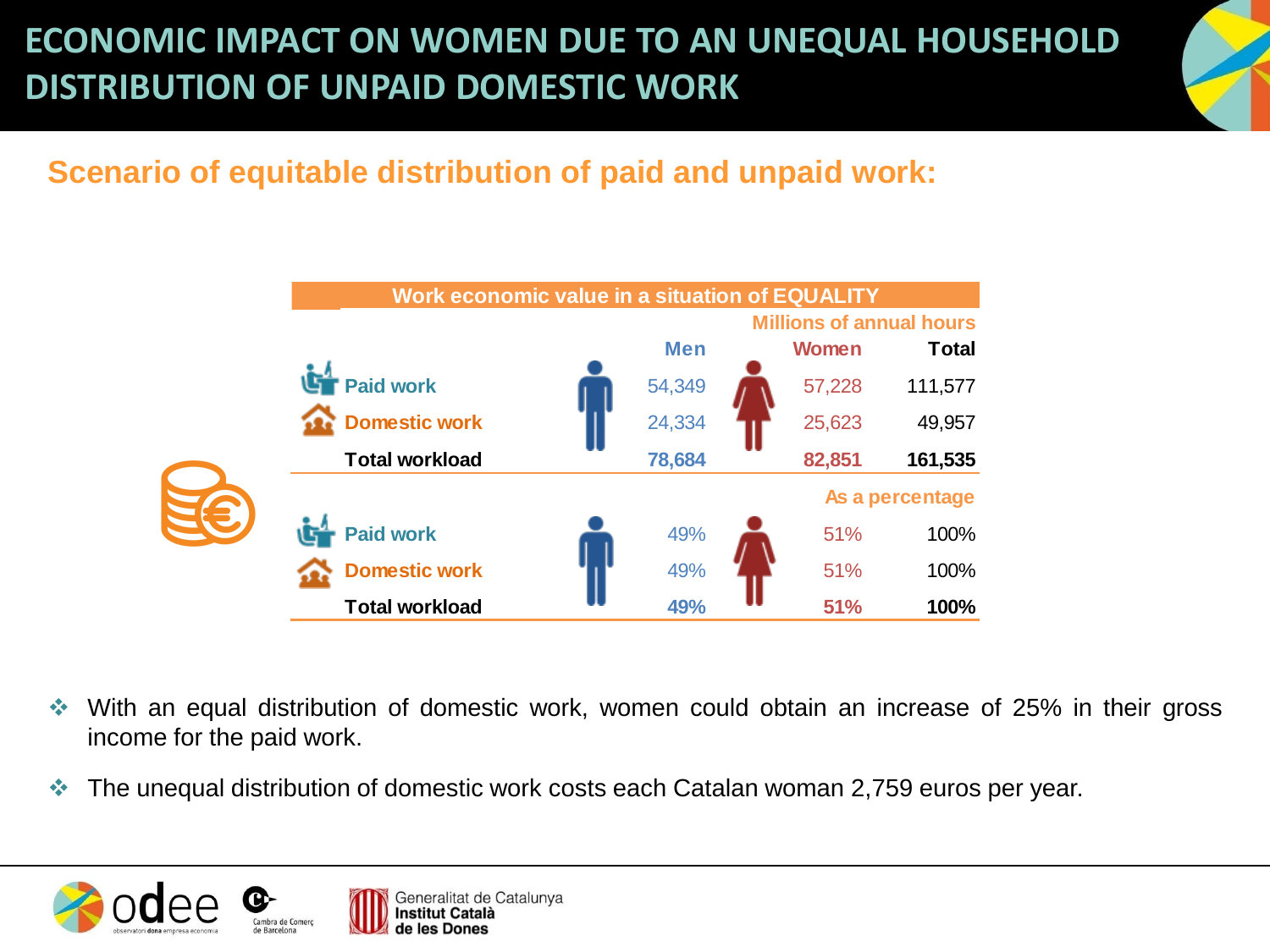# ECONOMIC IMPACT ON WOMEN DUE TO AN UNEQUAL HOUSEHOLD DISTRIBUTION OF UNPAID DOMESTIC WORK

## Scenario of equitable distribution of paid and unpaid work:

| Work economic value in a situation of EQUALITY | | | |
|---|---|---|---|
| | | | Millions of annual hours |
| | Men | Women | Total |
| Paid work | 54,349 | 57,228 | 111,577 |
| Domestic work | 24,334 | 25,623 | 49,957 |
| **Total workload** | **78,684** | **82,851** | **161,535** |
| | | | As a percentage |
| Paid work | 49% | 51% | 100% |
| Domestic work | 49% | 51% | 100% |
| **Total workload** | **49%** | **51%** | **100%** |

- With an equal distribution of domestic work, women could obtain an increase of 25% in their gross income for the paid work.
- The unequal distribution of domestic work costs each Catalan woman 2,759 euros per year.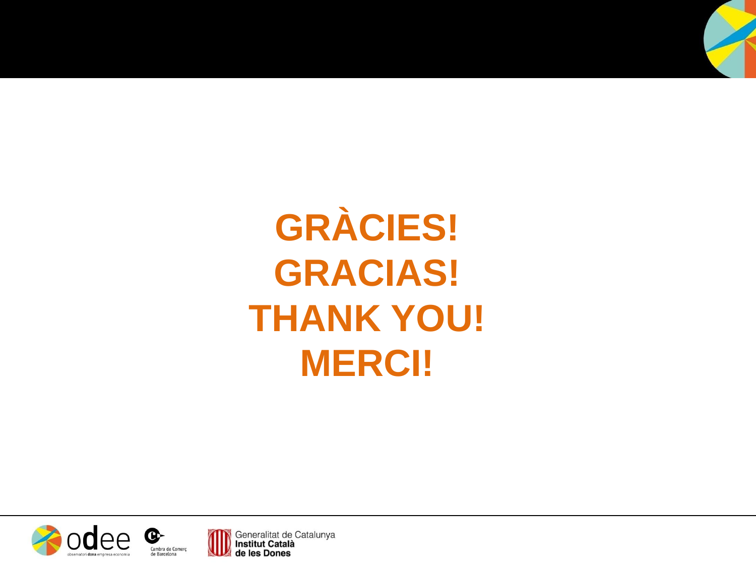**GRÀCIES!**
**GRACIAS!**
**THANK YOU!**
**MERCI!**

odee observatori dona empresa economia

Cambra de Comerç de Barcelona

Generalitat de Catalunya
**Institut Català de les Dones**